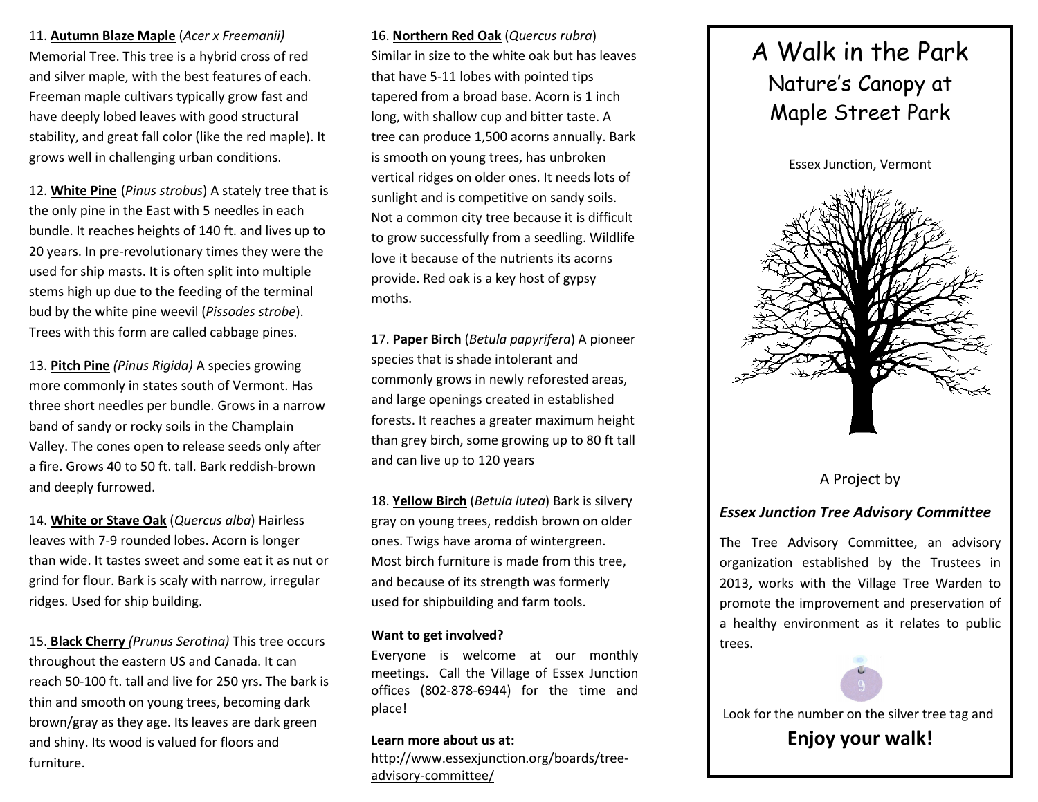11. **Autumn Blaze Maple** (*Acer x Freemanii)* Memorial Tree. This tree is a hybrid cross of red and silver maple, with the best features of each. Freeman maple cultivars typically grow fast and have deeply lobed leaves with good structural stability, and great fall color (like the red maple). It grows well in challenging urban conditions.

12. **White Pine** (*Pinus strobus*) A stately tree that is the only pine in the East with 5 needles in each bundle. It reaches heights of 140 ft. and lives up to 20 years. In pre-revolutionary times they were the used for ship masts. It is often split into multiple stems high up due to the feeding of the terminal bud by the white pine weevil (*Pissodes strobe*). Trees with this form are called cabbage pines.

13. **Pitch Pine** *(Pinus Rigida)* A species growing more commonly in states south of Vermont. Has three short needles per bundle. Grows in a narrow band of sandy or rocky soils in the Champlain Valley. The cones open to release seeds only after a fire. Grows 40 to 50 ft. tall. Bark reddish-brown and deeply furrowed.

14. **White or Stave Oak** (*Quercus alba*) Hairless leaves with 7-9 rounded lobes. Acorn is longer than wide. It tastes sweet and some eat it as nut or grind for flour. Bark is scaly with narrow, irregular ridges. Used for ship building.

15. **Black Cherry** *(Prunus Serotina)* This tree occurs throughout the eastern US and Canada. It can reach 50-100 ft. tall and live for 250 yrs. The bark is thin and smooth on young trees, becoming dark brown/gray as they age. Its leaves are dark green and shiny. Its wood is valued for floors and furniture.

16. **Northern Red Oak** (*Quercus rubra*) Similar in size to the white oak but has leaves that have 5-11 lobes with pointed tips tapered from a broad base. Acorn is 1 inch long, with shallow cup and bitter taste. A tree can produce 1,500 acorns annually. Bark is smooth on young trees, has unbroken vertical ridges on older ones. It needs lots of sunlight and is competitive on sandy soils. Not a common city tree because it is difficult to grow successfully from a seedling. Wildlife love it because of the nutrients its acorns provide. Red oak is a key host of gypsy moths.

17. **Paper Birch** (*Betula papyrifera*) A pioneer species that is shade intolerant and commonly grows in newly reforested areas, and large openings created in established forests. It reaches a greater maximum height than grey birch, some growing up to 80 ft tall and can live up to 120 years

18. **Yellow Birch** (*Betula lutea*) Bark is silvery gray on young trees, reddish brown on older ones. Twigs have aroma of wintergreen. Most birch furniture is made from this tree, and because of its strength was formerly used for shipbuilding and farm tools.

**Want to get involved?**

Everyone is welcome at our monthly meetings. Call the Village of Essex Junction offices (802-878-6944) for the time and place!

**Learn more about us at:**
http://www.essexjunction.org/boards/tree-advisory-committee/

# A Walk in the Park
## Nature's Canopy at Maple Street Park

Essex Junction, Vermont

A Project by

***Essex Junction Tree Advisory Committee***

The Tree Advisory Committee, an advisory organization established by the Trustees in 2013, works with the Village Tree Warden to promote the improvement and preservation of a healthy environment as it relates to public trees.

Look for the number on the silver tree tag and

**Enjoy your walk!**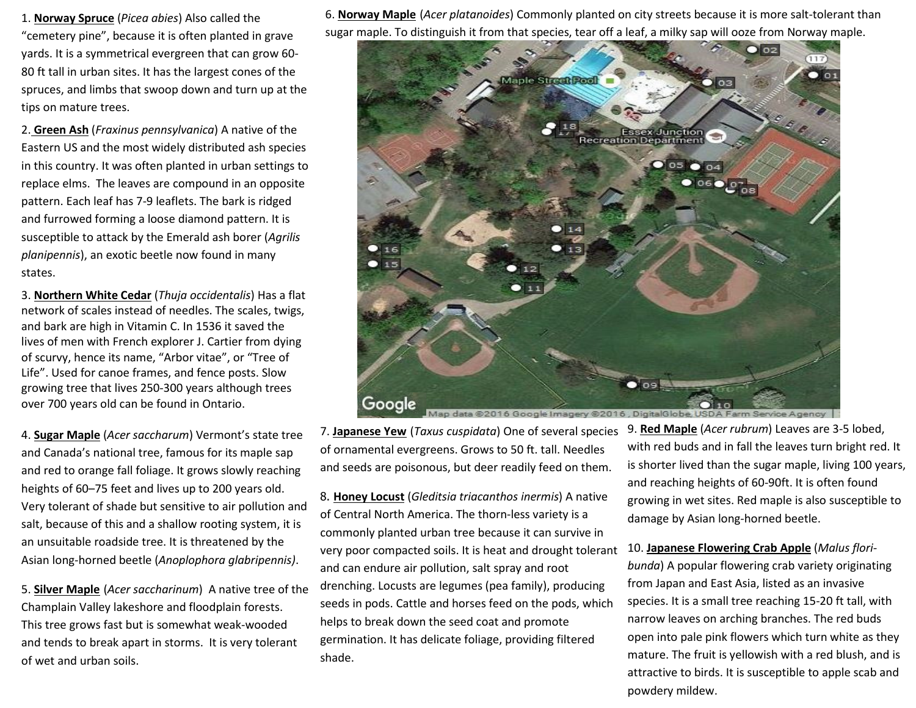1. **Norway Spruce** (*Picea abies*) Also called the "cemetery pine", because it is often planted in grave yards. It is a symmetrical evergreen that can grow 60-80 ft tall in urban sites. It has the largest cones of the spruces, and limbs that swoop down and turn up at the tips on mature trees.

2. **Green Ash** (*Fraxinus pennsylvanica*) A native of the Eastern US and the most widely distributed ash species in this country. It was often planted in urban settings to replace elms. The leaves are compound in an opposite pattern. Each leaf has 7-9 leaflets. The bark is ridged and furrowed forming a loose diamond pattern. It is susceptible to attack by the Emerald ash borer (*Agrilis planipennis*), an exotic beetle now found in many states.

3. **Northern White Cedar** (*Thuja occidentalis*) Has a flat network of scales instead of needles. The scales, twigs, and bark are high in Vitamin C. In 1536 it saved the lives of men with French explorer J. Cartier from dying of scurvy, hence its name, "Arbor vitae", or "Tree of Life". Used for canoe frames, and fence posts. Slow growing tree that lives 250-300 years although trees over 700 years old can be found in Ontario.

4. **Sugar Maple** (*Acer saccharum*) Vermont's state tree and Canada's national tree, famous for its maple sap and red to orange fall foliage. It grows slowly reaching heights of 60–75 feet and lives up to 200 years old. Very tolerant of shade but sensitive to air pollution and salt, because of this and a shallow rooting system, it is an unsuitable roadside tree. It is threatened by the Asian long-horned beetle (*Anoplophora glabripennis)*.

5. **Silver Maple** (*Acer saccharinum*) A native tree of the Champlain Valley lakeshore and floodplain forests. This tree grows fast but is somewhat weak-wooded and tends to break apart in storms. It is very tolerant of wet and urban soils.

6. **Norway Maple** (*Acer platanoides*) Commonly planted on city streets because it is more salt-tolerant than sugar maple. To distinguish it from that species, tear off a leaf, a milky sap will ooze from Norway maple.

Maple Street Pool
Essex Junction Recreation Department
01 02 03 04 05 06 07 08 09 10 11 12 13 14 15 16 17 18
117
Google
Map data ©2016 Google Imagery ©2016 , DigitalGlobe, USDA Farm Service Agency

7. **Japanese Yew** (*Taxus cuspidata*) One of several species of ornamental evergreens. Grows to 50 ft. tall. Needles and seeds are poisonous, but deer readily feed on them.

8. **Honey Locust** (*Gleditsia triacanthos inermis*) A native of Central North America. The thorn-less variety is a commonly planted urban tree because it can survive in very poor compacted soils. It is heat and drought tolerant and can endure air pollution, salt spray and root drenching. Locusts are legumes (pea family), producing seeds in pods. Cattle and horses feed on the pods, which helps to break down the seed coat and promote germination. It has delicate foliage, providing filtered shade.

9. **Red Maple** (*Acer rubrum*) Leaves are 3-5 lobed, with red buds and in fall the leaves turn bright red. It is shorter lived than the sugar maple, living 100 years, and reaching heights of 60-90ft. It is often found growing in wet sites. Red maple is also susceptible to damage by Asian long-horned beetle.

10. **Japanese Flowering Crab Apple** (*Malus floribunda*) A popular flowering crab variety originating from Japan and East Asia, listed as an invasive species. It is a small tree reaching 15-20 ft tall, with narrow leaves on arching branches. The red buds open into pale pink flowers which turn white as they mature. The fruit is yellowish with a red blush, and is attractive to birds. It is susceptible to apple scab and powdery mildew.